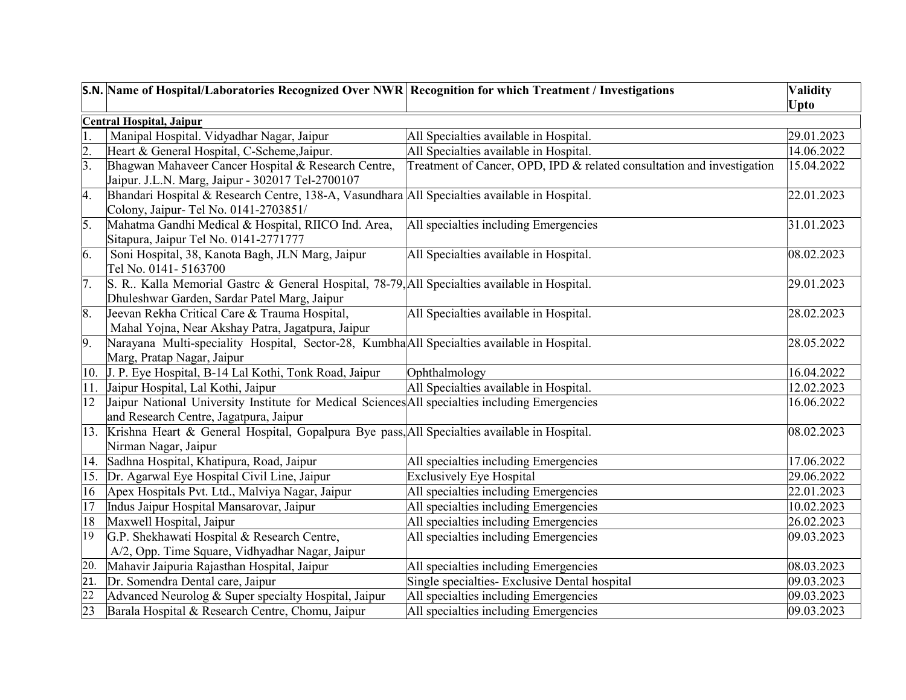| S.N. | Name of Hospital/Laboratories Recognized Over NWR | Recognition for which Treatment / Investigations | Validity Upto |
|---|---|---|---|
| **Central Hospital, Jaipur** | | | |
| 1. | Manipal Hospital. Vidyadhar Nagar, Jaipur | All Specialties available in Hospital. | 29.01.2023 |
| 2. | Heart & General Hospital, C-Scheme,Jaipur. | All Specialties available in Hospital. | 14.06.2022 |
| 3. | Bhagwan Mahaveer Cancer Hospital & Research Centre, Jaipur. J.L.N. Marg, Jaipur - 302017 Tel-2700107 | Treatment of Cancer, OPD, IPD & related consultation and investigation | 15.04.2022 |
| 4. | Bhandari Hospital & Research Centre, 138-A, Vasundhara Colony, Jaipur- Tel No. 0141-2703851/ | All Specialties available in Hospital. | 22.01.2023 |
| 5. | Mahatma Gandhi Medical & Hospital, RIICO Ind. Area, Sitapura, Jaipur Tel No. 0141-2771777 | All specialties including Emergencies | 31.01.2023 |
| 6. | Soni Hospital, 38, Kanota Bagh, JLN Marg, Jaipur Tel No. 0141- 5163700 | All Specialties available in Hospital. | 08.02.2023 |
| 7. | S. R.. Kalla Memorial Gastrc & General Hospital, 78-79, Dhuleshwar Garden, Sardar Patel Marg, Jaipur | All Specialties available in Hospital. | 29.01.2023 |
| 8. | Jeevan Rekha Critical Care & Trauma Hospital, Mahal Yojna, Near Akshay Patra, Jagatpura, Jaipur | All Specialties available in Hospital. | 28.02.2023 |
| 9. | Narayana Multi-speciality Hospital, Sector-28, Kumbha Marg, Pratap Nagar, Jaipur | All Specialties available in Hospital. | 28.05.2022 |
| 10. | J. P. Eye Hospital, B-14 Lal Kothi, Tonk Road, Jaipur | Ophthalmology | 16.04.2022 |
| 11. | Jaipur Hospital, Lal Kothi, Jaipur | All Specialties available in Hospital. | 12.02.2023 |
| 12 | Jaipur National University Institute for Medical Sciences and Research Centre, Jagatpura, Jaipur | All specialties including Emergencies | 16.06.2022 |
| 13. | Krishna Heart & General Hospital, Gopalpura Bye pass, Nirman Nagar, Jaipur | All Specialties available in Hospital. | 08.02.2023 |
| 14. | Sadhna Hospital, Khatipura, Road, Jaipur | All specialties including Emergencies | 17.06.2022 |
| 15. | Dr. Agarwal Eye Hospital Civil Line, Jaipur | Exclusively Eye Hospital | 29.06.2022 |
| 16 | Apex Hospitals Pvt. Ltd., Malviya Nagar, Jaipur | All specialties including Emergencies | 22.01.2023 |
| 17 | Indus Jaipur Hospital Mansarovar, Jaipur | All specialties including Emergencies | 10.02.2023 |
| 18 | Maxwell Hospital, Jaipur | All specialties including Emergencies | 26.02.2023 |
| 19 | G.P. Shekhawati Hospital & Research Centre, A/2, Opp. Time Square, Vidhyadhar Nagar, Jaipur | All specialties including Emergencies | 09.03.2023 |
| 20. | Mahavir Jaipuria Rajasthan Hospital, Jaipur | All specialties including Emergencies | 08.03.2023 |
| 21. | Dr. Somendra Dental care, Jaipur | Single specialties- Exclusive Dental hospital | 09.03.2023 |
| 22 | Advanced Neurolog & Super specialty Hospital, Jaipur | All specialties including Emergencies | 09.03.2023 |
| 23 | Barala Hospital & Research Centre, Chomu, Jaipur | All specialties including Emergencies | 09.03.2023 |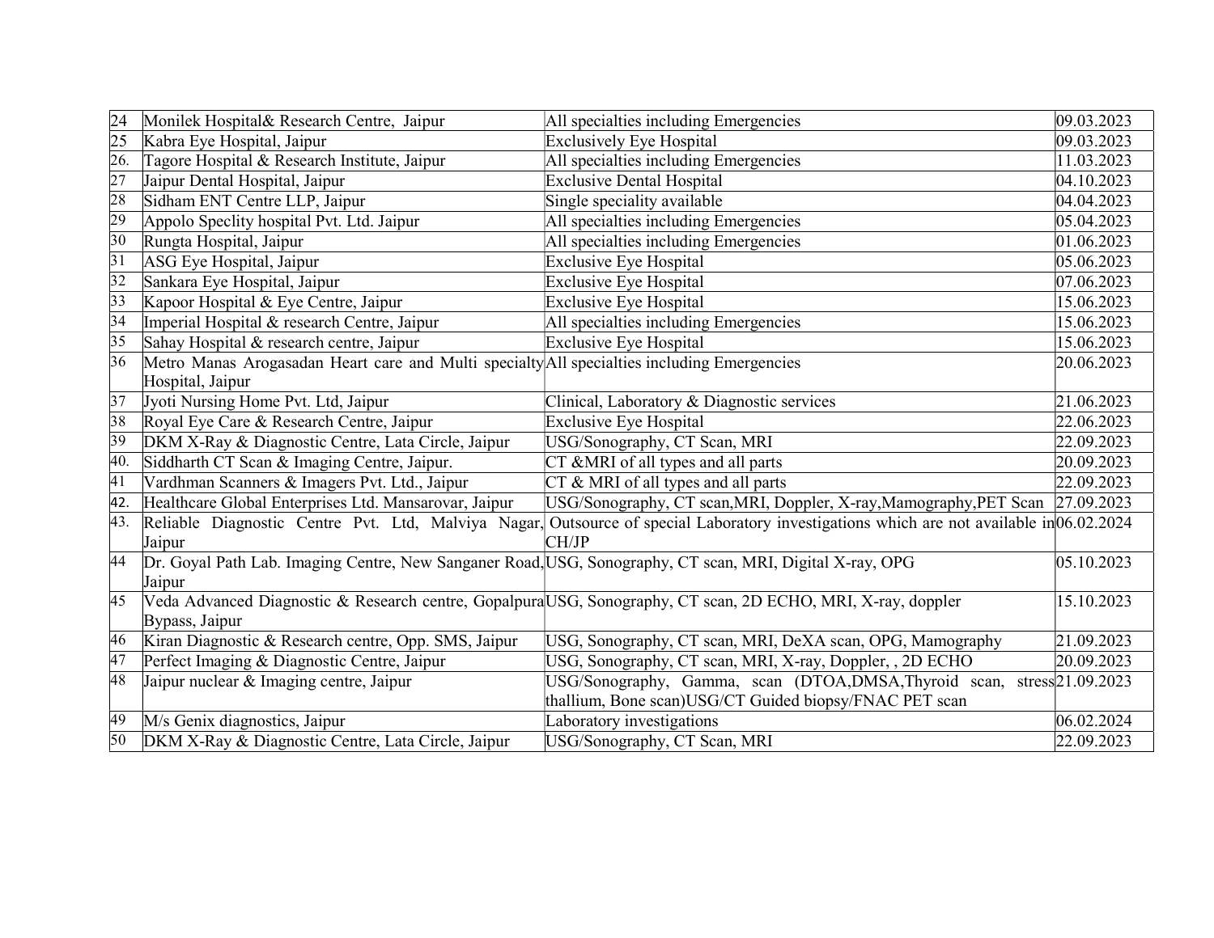| 24 | Monilek Hospital& Research Centre, Jaipur | All specialties including Emergencies | 09.03.2023 |
|---|---|---|---|
| 25 | Kabra Eye Hospital, Jaipur | Exclusively Eye Hospital | 09.03.2023 |
| 26. | Tagore Hospital & Research Institute, Jaipur | All specialties including Emergencies | 11.03.2023 |
| 27 | Jaipur Dental Hospital, Jaipur | Exclusive Dental Hospital | 04.10.2023 |
| 28 | Sidham ENT Centre LLP, Jaipur | Single speciality available | 04.04.2023 |
| 29 | Appolo Speclity hospital Pvt. Ltd. Jaipur | All specialties including Emergencies | 05.04.2023 |
| 30 | Rungta Hospital, Jaipur | All specialties including Emergencies | 01.06.2023 |
| 31 | ASG Eye Hospital, Jaipur | Exclusive Eye Hospital | 05.06.2023 |
| 32 | Sankara Eye Hospital, Jaipur | Exclusive Eye Hospital | 07.06.2023 |
| 33 | Kapoor Hospital & Eye Centre, Jaipur | Exclusive Eye Hospital | 15.06.2023 |
| 34 | Imperial Hospital & research Centre, Jaipur | All specialties including Emergencies | 15.06.2023 |
| 35 | Sahay Hospital & research centre, Jaipur | Exclusive Eye Hospital | 15.06.2023 |
| 36 | Metro Manas Arogasadan Heart care and Multi specialty Hospital, Jaipur | All specialties including Emergencies | 20.06.2023 |
| 37 | Jyoti Nursing Home Pvt. Ltd, Jaipur | Clinical, Laboratory & Diagnostic services | 21.06.2023 |
| 38 | Royal Eye Care & Research Centre, Jaipur | Exclusive Eye Hospital | 22.06.2023 |
| 39 | DKM X-Ray & Diagnostic Centre, Lata Circle, Jaipur | USG/Sonography, CT Scan, MRI | 22.09.2023 |
| 40. | Siddharth CT Scan & Imaging Centre, Jaipur. | CT &MRI of all types and all parts | 20.09.2023 |
| 41 | Vardhman Scanners & Imagers Pvt. Ltd., Jaipur | CT & MRI of all types and all parts | 22.09.2023 |
| 42. | Healthcare Global Enterprises Ltd. Mansarovar, Jaipur | USG/Sonography, CT scan,MRI, Doppler, X-ray,Mamography,PET Scan | 27.09.2023 |
| 43. | Reliable Diagnostic Centre Pvt. Ltd, Malviya Nagar, Jaipur | Outsource of special Laboratory investigations which are not available in CH/JP | 06.02.2024 |
| 44 | Dr. Goyal Path Lab. Imaging Centre, New Sanganer Road, Jaipur | USG, Sonography, CT scan, MRI, Digital X-ray, OPG | 05.10.2023 |
| 45 | Veda Advanced Diagnostic & Research centre, Gopalpura Bypass, Jaipur | USG, Sonography, CT scan, 2D ECHO, MRI, X-ray, doppler | 15.10.2023 |
| 46 | Kiran Diagnostic & Research centre, Opp. SMS, Jaipur | USG, Sonography, CT scan, MRI, DeXA scan, OPG, Mamography | 21.09.2023 |
| 47 | Perfect Imaging & Diagnostic Centre, Jaipur | USG, Sonography, CT scan, MRI, X-ray, Doppler, , 2D ECHO | 20.09.2023 |
| 48 | Jaipur nuclear & Imaging centre, Jaipur | USG/Sonography, Gamma, scan (DTOA,DMSA,Thyroid scan, stress thallium, Bone scan)USG/CT Guided biopsy/FNAC PET scan | 21.09.2023 |
| 49 | M/s Genix diagnostics, Jaipur | Laboratory investigations | 06.02.2024 |
| 50 | DKM X-Ray & Diagnostic Centre, Lata Circle, Jaipur | USG/Sonography, CT Scan, MRI | 22.09.2023 |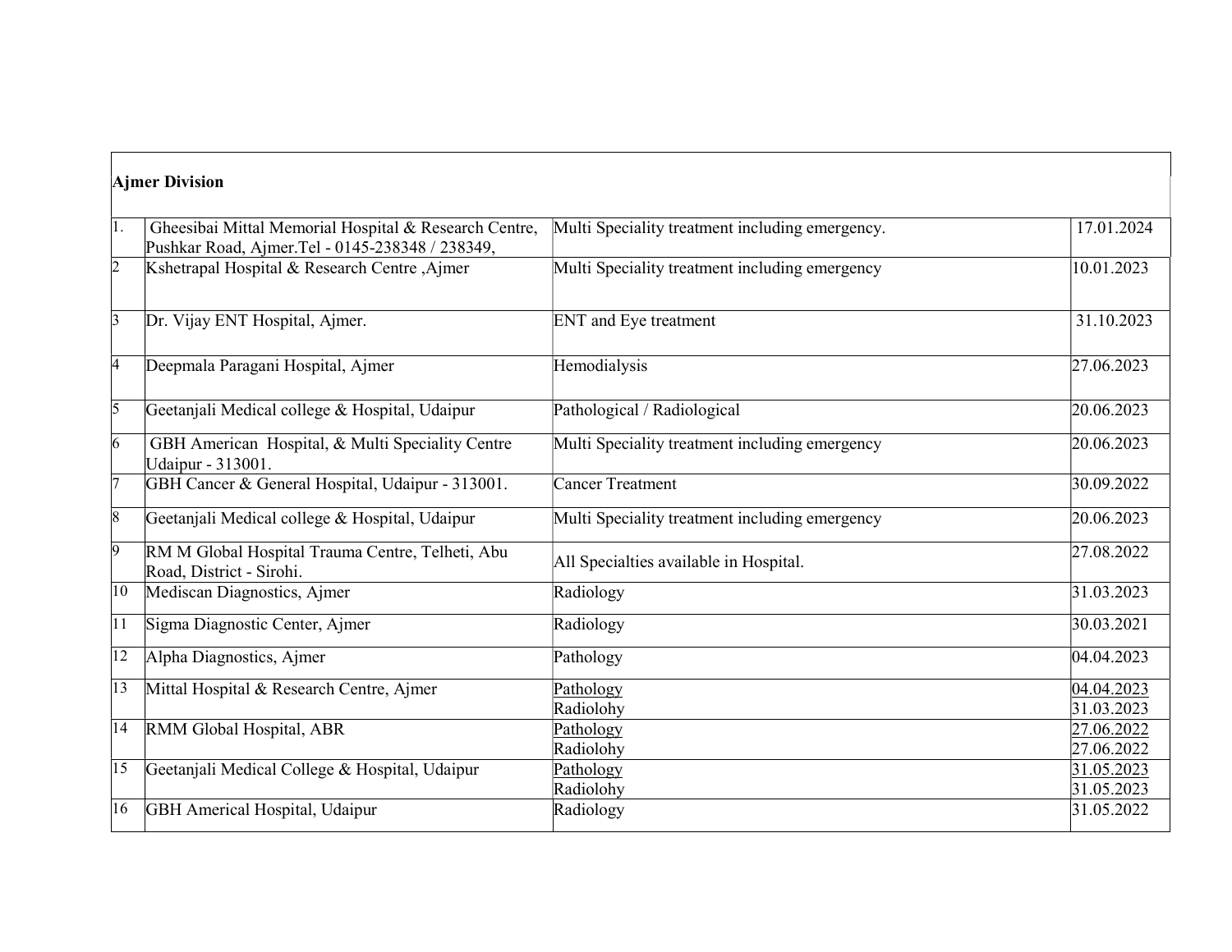| Ajmer Division | | | |
|---|---|---|---|
| 1. | Gheesibai Mittal Memorial Hospital & Research Centre, Pushkar Road, Ajmer.Tel - 0145-238348 / 238349, | Multi Speciality treatment including emergency. | 17.01.2024 |
| 2 | Kshetrapal Hospital & Research Centre ,Ajmer | Multi Speciality treatment including emergency | 10.01.2023 |
| 3 | Dr. Vijay ENT Hospital, Ajmer. | ENT and Eye treatment | 31.10.2023 |
| 4 | Deepmala Paragani Hospital, Ajmer | Hemodialysis | 27.06.2023 |
| 5 | Geetanjali Medical college & Hospital, Udaipur | Pathological / Radiological | 20.06.2023 |
| 6 | GBH American Hospital, & Multi Speciality Centre Udaipur - 313001. | Multi Speciality treatment including emergency | 20.06.2023 |
| 7 | GBH Cancer & General Hospital, Udaipur - 313001. | Cancer Treatment | 30.09.2022 |
| 8 | Geetanjali Medical college & Hospital, Udaipur | Multi Speciality treatment including emergency | 20.06.2023 |
| 9 | RM M Global Hospital Trauma Centre, Telheti, Abu Road, District - Sirohi. | All Specialties available in Hospital. | 27.08.2022 |
| 10 | Mediscan Diagnostics, Ajmer | Radiology | 31.03.2023 |
| 11 | Sigma Diagnostic Center, Ajmer | Radiology | 30.03.2021 |
| 12 | Alpha Diagnostics, Ajmer | Pathology | 04.04.2023 |
| 13 | Mittal Hospital & Research Centre, Ajmer | Pathology<br>Radiolohy | 04.04.2023<br>31.03.2023 |
| 14 | RMM Global Hospital, ABR | Pathology<br>Radiolohy | 27.06.2022<br>27.06.2022 |
| 15 | Geetanjali Medical College & Hospital, Udaipur | Pathology<br>Radiolohy | 31.05.2023<br>31.05.2023 |
| 16 | GBH Americal Hospital, Udaipur | Radiology | 31.05.2022 |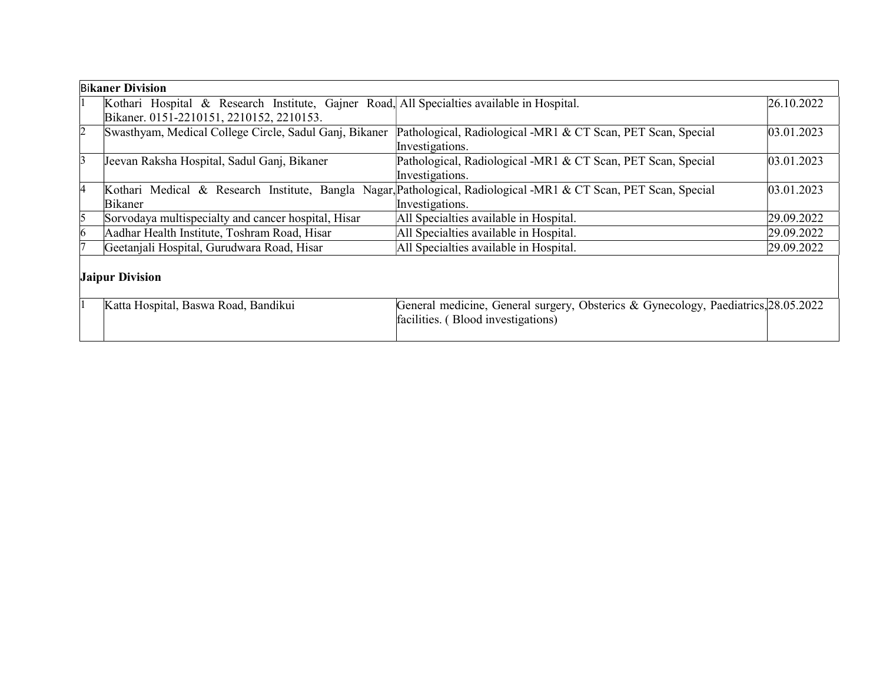| Bikaner Division | | | |
|---|---|---|---|
| 1 | Kothari Hospital & Research Institute, Gajner Road, Bikaner. 0151-2210151, 2210152, 2210153. | All Specialties available in Hospital. | 26.10.2022 |
| 2 | Swasthyam, Medical College Circle, Sadul Ganj, Bikaner | Pathological, Radiological -MR1 & CT Scan, PET Scan, Special Investigations. | 03.01.2023 |
| 3 | Jeevan Raksha Hospital, Sadul Ganj, Bikaner | Pathological, Radiological -MR1 & CT Scan, PET Scan, Special Investigations. | 03.01.2023 |
| 4 | Kothari Medical & Research Institute, Bangla Nagar, Bikaner | Pathological, Radiological -MR1 & CT Scan, PET Scan, Special Investigations. | 03.01.2023 |
| 5 | Sorvodaya multispecialty and cancer hospital, Hisar | All Specialties available in Hospital. | 29.09.2022 |
| 6 | Aadhar Health Institute, Toshram Road, Hisar | All Specialties available in Hospital. | 29.09.2022 |
| 7 | Geetanjali Hospital, Gurudwara Road, Hisar | All Specialties available in Hospital. | 29.09.2022 |
| **Jaipur Division** | | | |
| 1 | Katta Hospital, Baswa Road, Bandikui | General medicine, General surgery, Obsterics & Gynecology, Paediatrics, facilities. ( Blood investigations) | 28.05.2022 |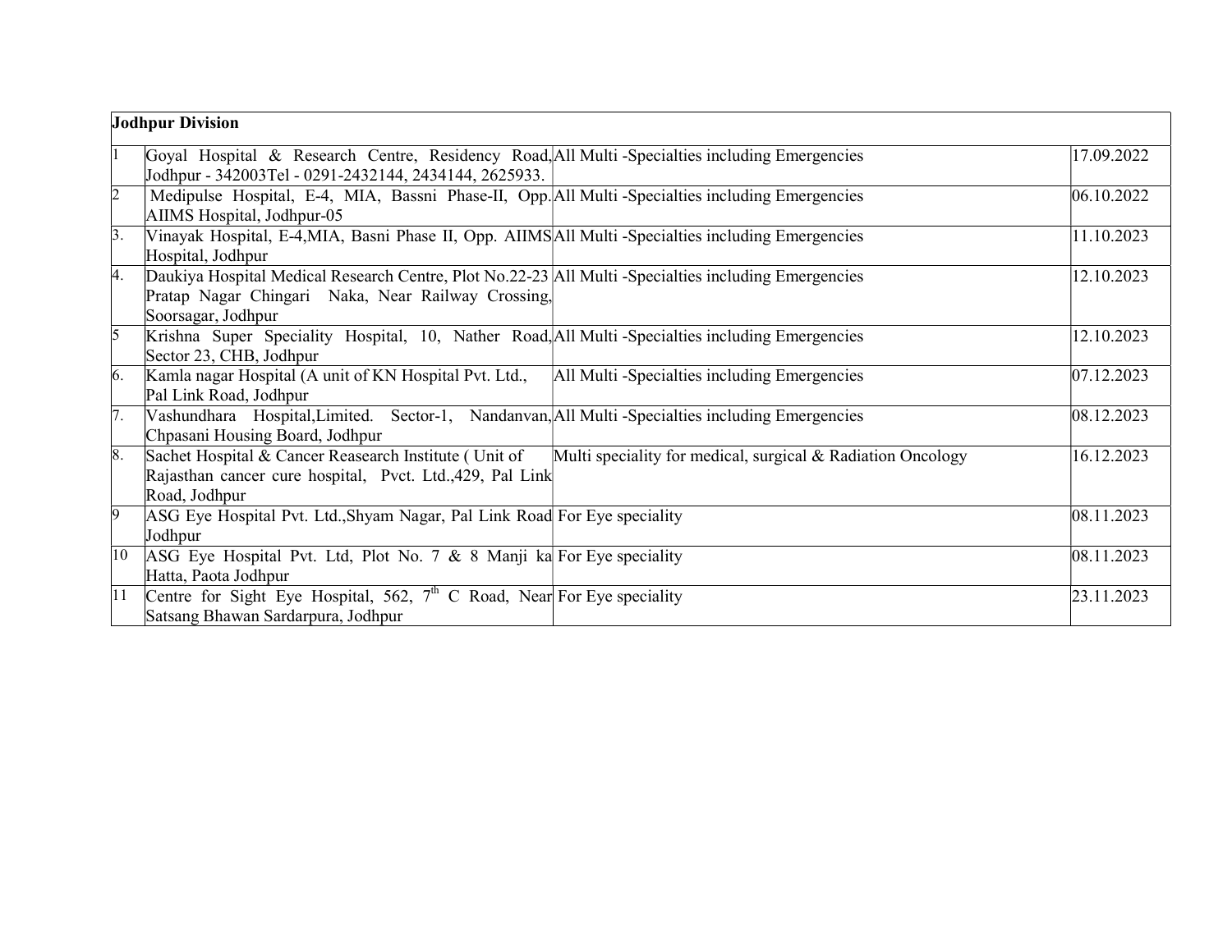| | | | |
|---|---|---|---|
| **Jodhpur Division** | | | |
| 1 | Goyal Hospital & Research Centre, Residency Road, Jodhpur - 342003Tel - 0291-2432144, 2434144, 2625933. | All Multi -Specialties including Emergencies | 17.09.2022 |
| 2 | Medipulse Hospital, E-4, MIA, Bassni Phase-II, Opp. AIIMS Hospital, Jodhpur-05 | All Multi -Specialties including Emergencies | 06.10.2022 |
| 3. | Vinayak Hospital, E-4,MIA, Basni Phase II, Opp. AIIMS Hospital, Jodhpur | All Multi -Specialties including Emergencies | 11.10.2023 |
| 4. | Daukiya Hospital Medical Research Centre, Plot No.22-23 Pratap Nagar Chingari Naka, Near Railway Crossing, Soorsagar, Jodhpur | All Multi -Specialties including Emergencies | 12.10.2023 |
| 5 | Krishna Super Speciality Hospital, 10, Nather Road, Sector 23, CHB, Jodhpur | All Multi -Specialties including Emergencies | 12.10.2023 |
| 6. | Kamla nagar Hospital (A unit of KN Hospital Pvt. Ltd., Pal Link Road, Jodhpur | All Multi -Specialties including Emergencies | 07.12.2023 |
| 7. | Vashundhara Hospital,Limited. Sector-1, Nandanvan, Chpasani Housing Board, Jodhpur | All Multi -Specialties including Emergencies | 08.12.2023 |
| 8. | Sachet Hospital & Cancer Reasearch Institute ( Unit of Rajasthan cancer cure hospital, Pvct. Ltd.,429, Pal Link Road, Jodhpur | Multi speciality for medical, surgical & Radiation Oncology | 16.12.2023 |
| 9 | ASG Eye Hospital Pvt. Ltd.,Shyam Nagar, Pal Link Road Jodhpur | For Eye speciality | 08.11.2023 |
| 10 | ASG Eye Hospital Pvt. Ltd, Plot No. 7 & 8 Manji ka Hatta, Paota Jodhpur | For Eye speciality | 08.11.2023 |
| 11 | Centre for Sight Eye Hospital, 562, 7th C Road, Near Satsang Bhawan Sardarpura, Jodhpur | For Eye speciality | 23.11.2023 |